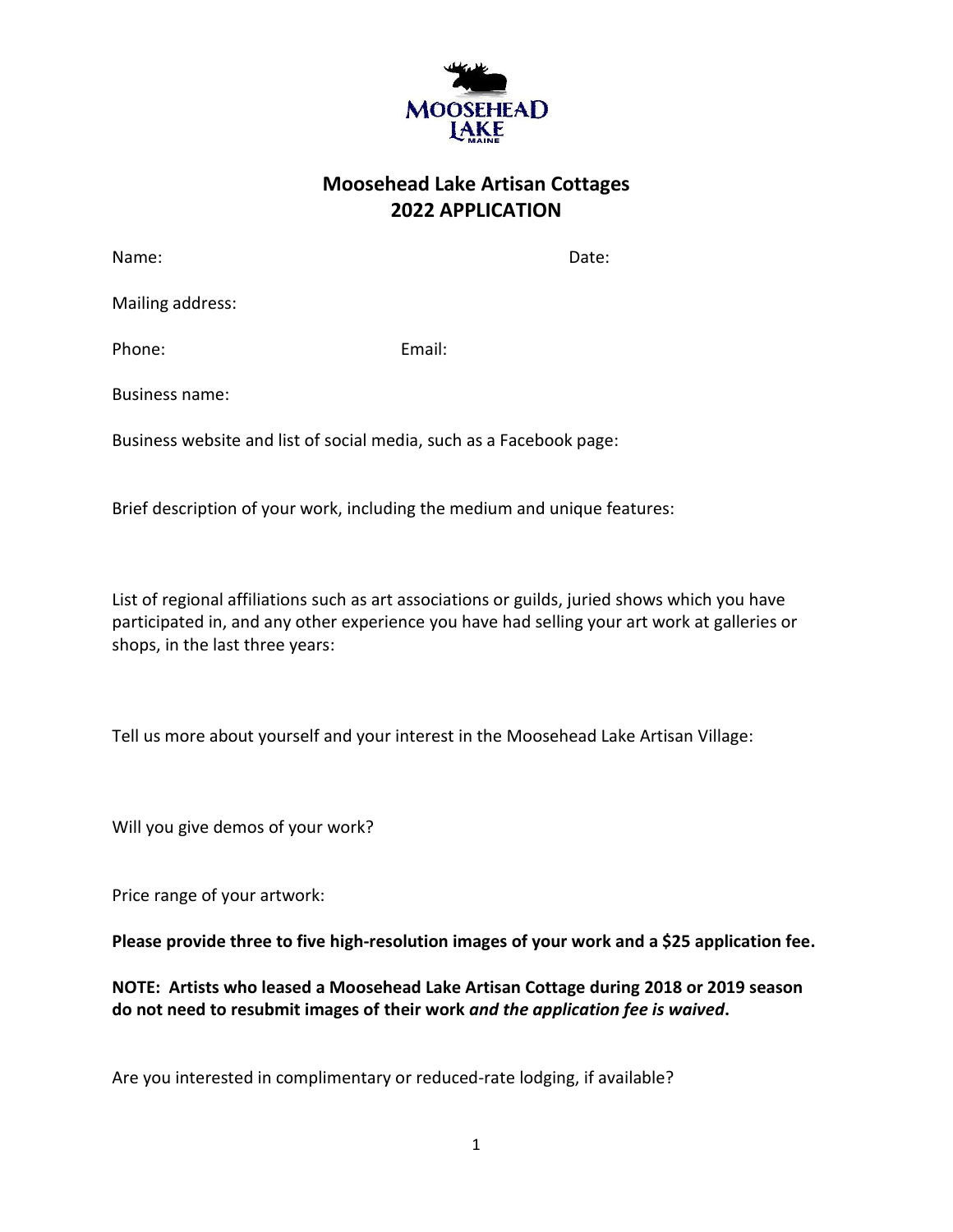# Moosehead Lake Artisan Cottages
## 2022 APPLICATION

Name: Date:

Mailing address:

Phone: Email:

Business name:

Business website and list of social media, such as a Facebook page:

Brief description of your work, including the medium and unique features:

List of regional affiliations such as art associations or guilds, juried shows which you have participated in, and any other experience you have had selling your art work at galleries or shops, in the last three years:

Tell us more about yourself and your interest in the Moosehead Lake Artisan Village:

Will you give demos of your work?

Price range of your artwork:

**Please provide three to five high-resolution images of your work and a $25 application fee.**

**NOTE: Artists who leased a Moosehead Lake Artisan Cottage during 2018 or 2019 season do not need to resubmit images of their work *and the application fee is waived*.**

Are you interested in complimentary or reduced-rate lodging, if available?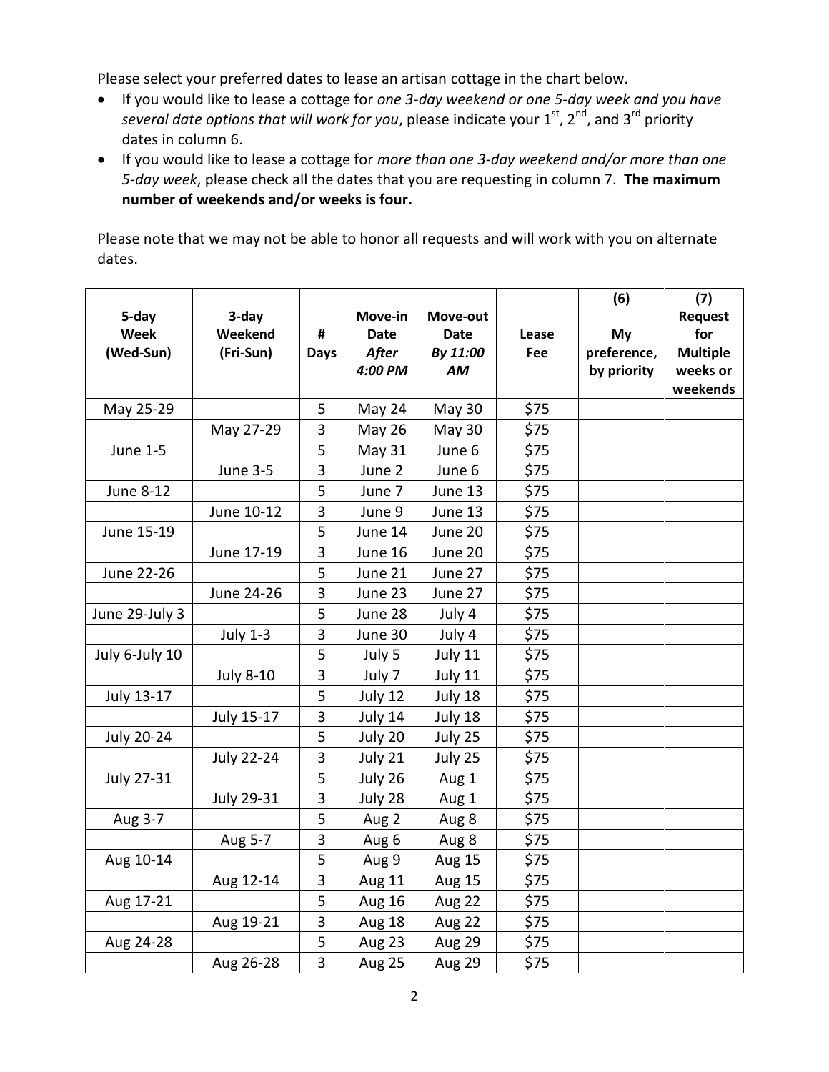Please select your preferred dates to lease an artisan cottage in the chart below.

- If you would like to lease a cottage for *one 3-day weekend or one 5-day week and you have several date options that will work for you*, please indicate your 1st, 2nd, and 3rd priority dates in column 6.
- If you would like to lease a cottage for *more than one 3-day weekend and/or more than one 5-day week*, please check all the dates that you are requesting in column 7. **The maximum number of weekends and/or weeks is four.**

Please note that we may not be able to honor all requests and will work with you on alternate dates.

| 5-day Week (Wed-Sun) | 3-day Weekend (Fri-Sun) | # Days | Move-in Date *After 4:00 PM* | Move-out Date *By 11:00 AM* | Lease Fee | (6) My preference, by priority | (7) Request for Multiple weeks or weekends |
|---|---|---|---|---|---|---|---|
| May 25-29 | | 5 | May 24 | May 30 | $75 | | |
| | May 27-29 | 3 | May 26 | May 30 | $75 | | |
| June 1-5 | | 5 | May 31 | June 6 | $75 | | |
| | June 3-5 | 3 | June 2 | June 6 | $75 | | |
| June 8-12 | | 5 | June 7 | June 13 | $75 | | |
| | June 10-12 | 3 | June 9 | June 13 | $75 | | |
| June 15-19 | | 5 | June 14 | June 20 | $75 | | |
| | June 17-19 | 3 | June 16 | June 20 | $75 | | |
| June 22-26 | | 5 | June 21 | June 27 | $75 | | |
| | June 24-26 | 3 | June 23 | June 27 | $75 | | |
| June 29-July 3 | | 5 | June 28 | July 4 | $75 | | |
| | July 1-3 | 3 | June 30 | July 4 | $75 | | |
| July 6-July 10 | | 5 | July 5 | July 11 | $75 | | |
| | July 8-10 | 3 | July 7 | July 11 | $75 | | |
| July 13-17 | | 5 | July 12 | July 18 | $75 | | |
| | July 15-17 | 3 | July 14 | July 18 | $75 | | |
| July 20-24 | | 5 | July 20 | July 25 | $75 | | |
| | July 22-24 | 3 | July 21 | July 25 | $75 | | |
| July 27-31 | | 5 | July 26 | Aug 1 | $75 | | |
| | July 29-31 | 3 | July 28 | Aug 1 | $75 | | |
| Aug 3-7 | | 5 | Aug 2 | Aug 8 | $75 | | |
| | Aug 5-7 | 3 | Aug 6 | Aug 8 | $75 | | |
| Aug 10-14 | | 5 | Aug 9 | Aug 15 | $75 | | |
| | Aug 12-14 | 3 | Aug 11 | Aug 15 | $75 | | |
| Aug 17-21 | | 5 | Aug 16 | Aug 22 | $75 | | |
| | Aug 19-21 | 3 | Aug 18 | Aug 22 | $75 | | |
| Aug 24-28 | | 5 | Aug 23 | Aug 29 | $75 | | |
| | Aug 26-28 | 3 | Aug 25 | Aug 29 | $75 | | |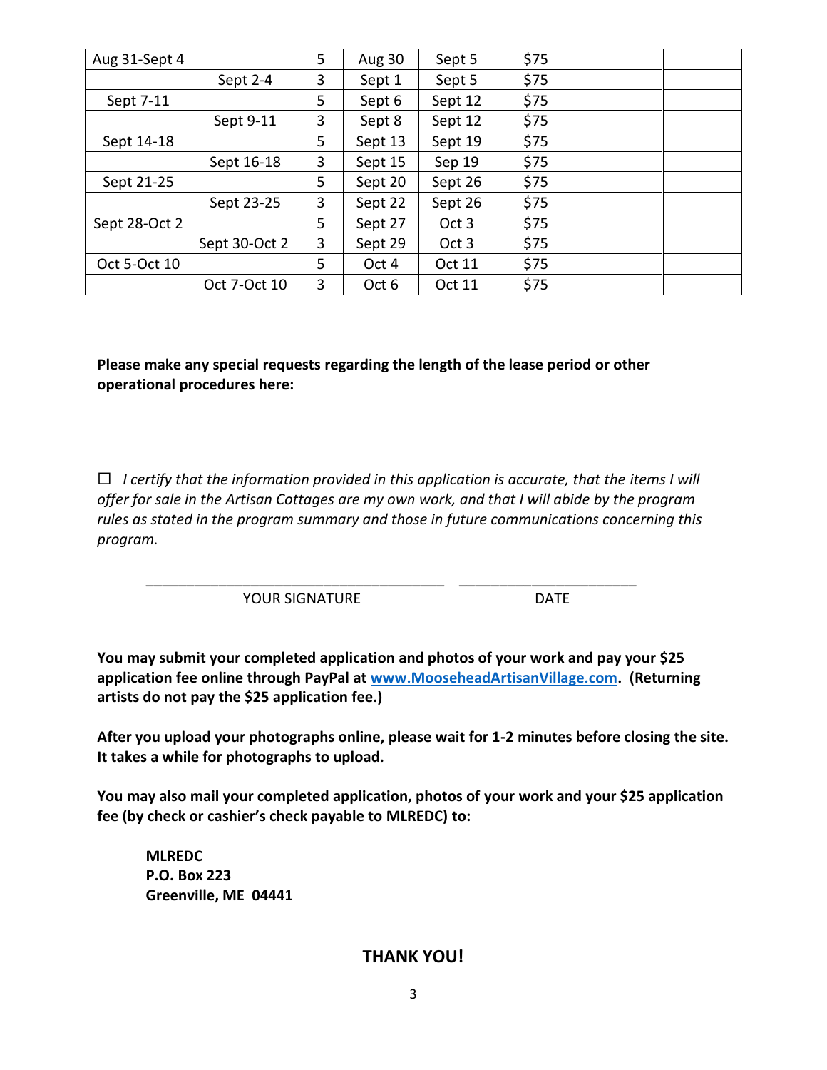| | | | | | | | |
|---|---|---|---|---|---|---|---|
| Aug 31-Sept 4 | | 5 | Aug 30 | Sept 5 | $75 | | |
| | Sept 2-4 | 3 | Sept 1 | Sept 5 | $75 | | |
| Sept 7-11 | | 5 | Sept 6 | Sept 12 | $75 | | |
| | Sept 9-11 | 3 | Sept 8 | Sept 12 | $75 | | |
| Sept 14-18 | | 5 | Sept 13 | Sept 19 | $75 | | |
| | Sept 16-18 | 3 | Sept 15 | Sep 19 | $75 | | |
| Sept 21-25 | | 5 | Sept 20 | Sept 26 | $75 | | |
| | Sept 23-25 | 3 | Sept 22 | Sept 26 | $75 | | |
| Sept 28-Oct 2 | | 5 | Sept 27 | Oct 3 | $75 | | |
| | Sept 30-Oct 2 | 3 | Sept 29 | Oct 3 | $75 | | |
| Oct 5-Oct 10 | | 5 | Oct 4 | Oct 11 | $75 | | |
| | Oct 7-Oct 10 | 3 | Oct 6 | Oct 11 | $75 | | |

**Please make any special requests regarding the length of the lease period or other operational procedures here:**

☐ *I certify that the information provided in this application is accurate, that the items I will offer for sale in the Artisan Cottages are my own work, and that I will abide by the program rules as stated in the program summary and those in future communications concerning this program.*

_____________________________________ YOUR SIGNATURE

______________________ DATE

**You may submit your completed application and photos of your work and pay your $25 application fee online through PayPal at [www.MooseheadArtisanVillage.com](http://www.MooseheadArtisanVillage.com). (Returning artists do not pay the $25 application fee.)**

**After you upload your photographs online, please wait for 1-2 minutes before closing the site. It takes a while for photographs to upload.**

**You may also mail your completed application, photos of your work and your $25 application fee (by check or cashier's check payable to MLREDC) to:**

**MLREDC**
**P.O. Box 223**
**Greenville, ME 04441**

**THANK YOU!**